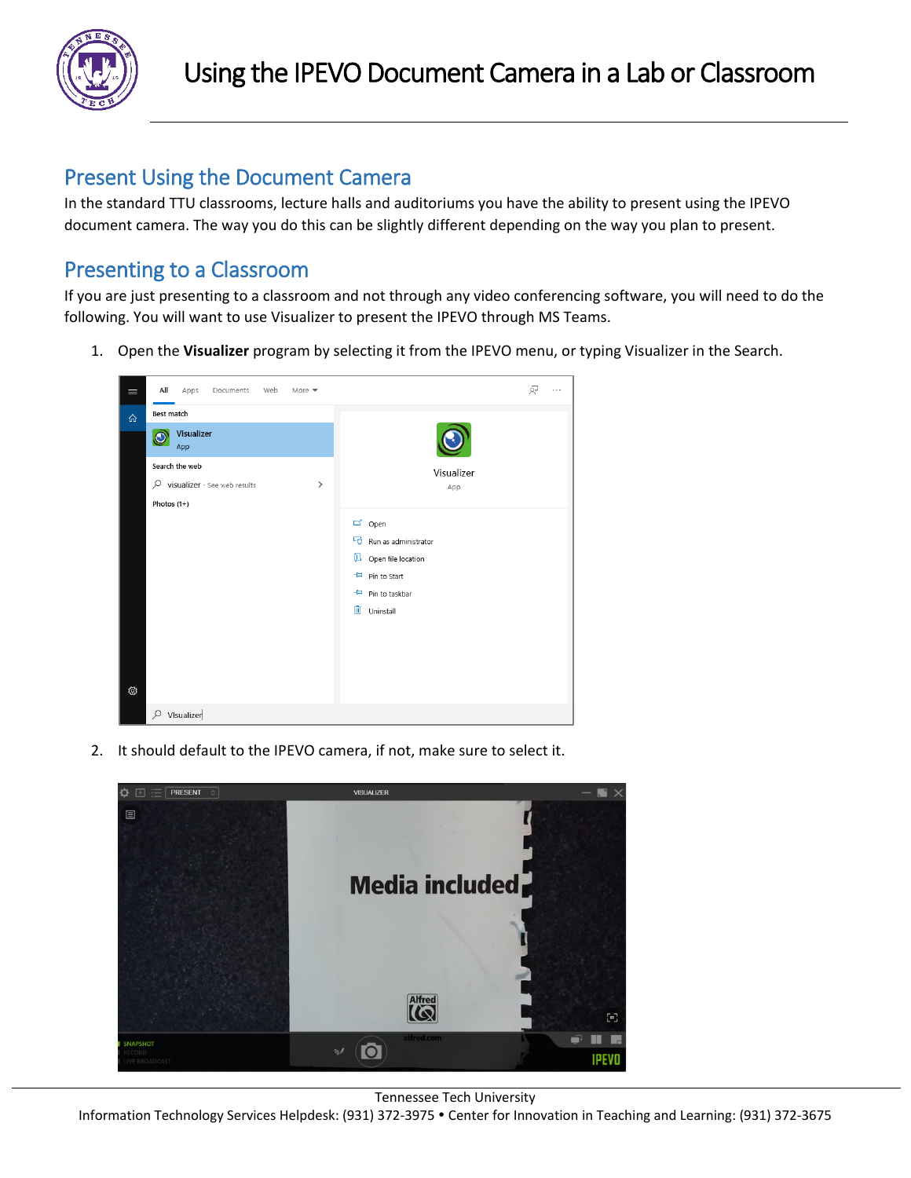# Using the IPEVO Document Camera in a Lab or Classroom

## Present Using the Document Camera

In the standard TTU classrooms, lecture halls and auditoriums you have the ability to present using the IPEVO document camera. The way you do this can be slightly different depending on the way you plan to present.

## Presenting to a Classroom

If you are just presenting to a classroom and not through any video conferencing software, you will need to do the following. You will want to use Visualizer to present the IPEVO through MS Teams.

1. Open the **Visualizer** program by selecting it from the IPEVO menu, or typing Visualizer in the Search.

2. It should default to the IPEVO camera, if not, make sure to select it.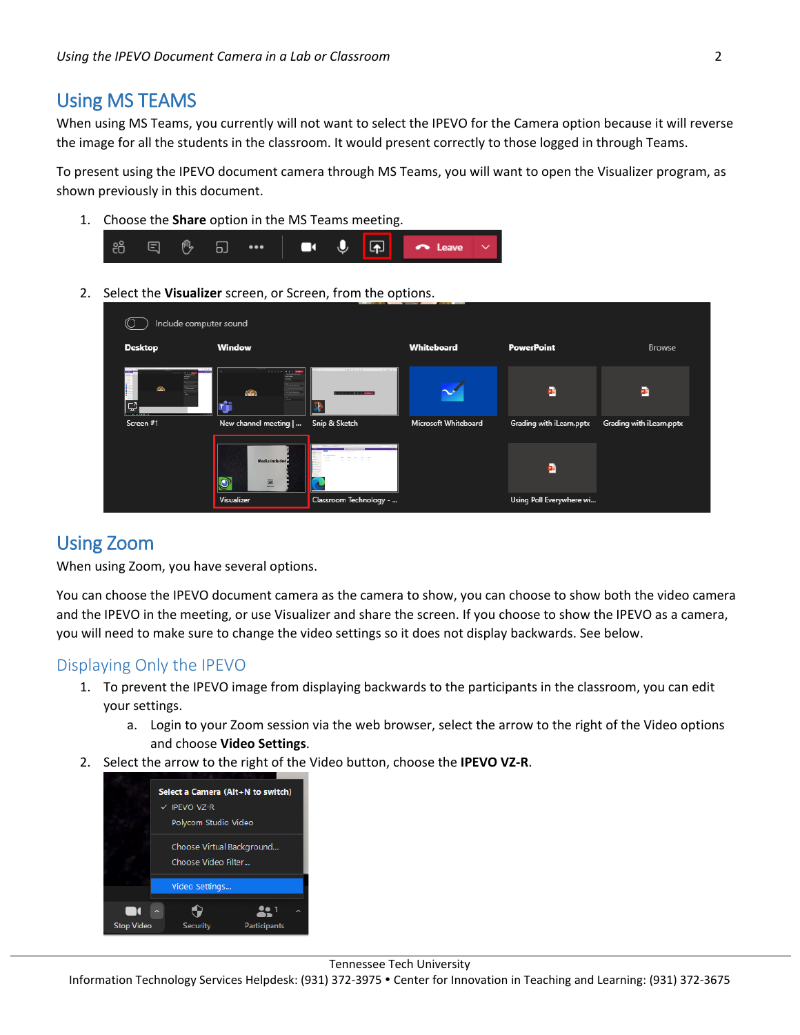## Using MS TEAMS

When using MS Teams, you currently will not want to select the IPEVO for the Camera option because it will reverse the image for all the students in the classroom. It would present correctly to those logged in through Teams.

To present using the IPEVO document camera through MS Teams, you will want to open the Visualizer program, as shown previously in this document.

1. Choose the **Share** option in the MS Teams meeting.
2. Select the **Visualizer** screen, or Screen, from the options.

## Using Zoom

When using Zoom, you have several options.

You can choose the IPEVO document camera as the camera to show, you can choose to show both the video camera and the IPEVO in the meeting, or use Visualizer and share the screen. If you choose to show the IPEVO as a camera, you will need to make sure to change the video settings so it does not display backwards. See below.

### Displaying Only the IPEVO

1. To prevent the IPEVO image from displaying backwards to the participants in the classroom, you can edit your settings.
   a. Login to your Zoom session via the web browser, select the arrow to the right of the Video options and choose **Video Settings**.
2. Select the arrow to the right of the Video button, choose the **IPEVO VZ-R**.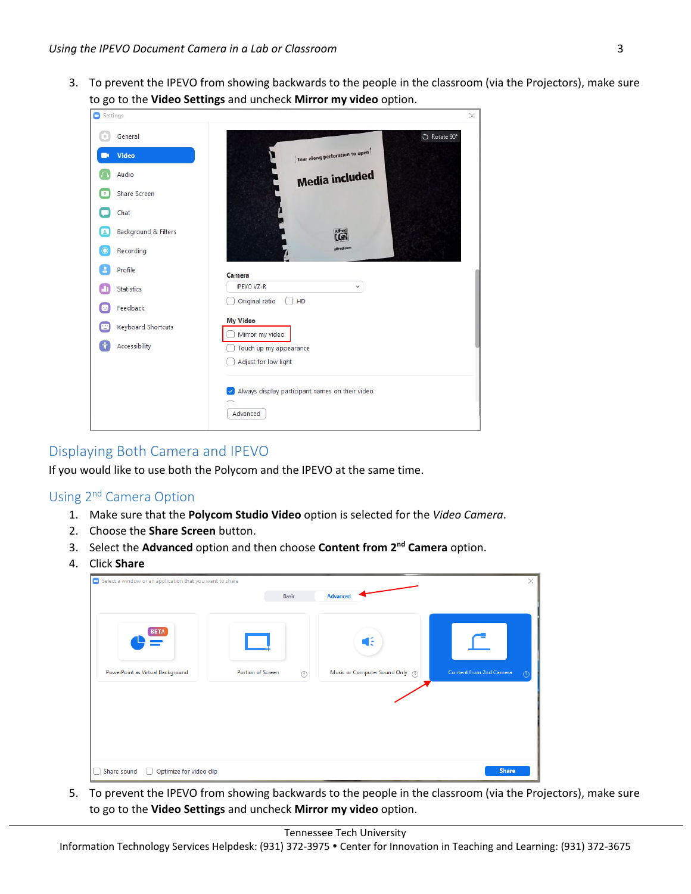3. To prevent the IPEVO from showing backwards to the people in the classroom (via the Projectors), make sure to go to the **Video Settings** and uncheck **Mirror my video** option.

## Displaying Both Camera and IPEVO

If you would like to use both the Polycom and the IPEVO at the same time.

### Using 2nd Camera Option

1. Make sure that the **Polycom Studio Video** option is selected for the *Video Camera*.
2. Choose the **Share Screen** button.
3. Select the **Advanced** option and then choose **Content from 2nd Camera** option.
4. Click **Share**
5. To prevent the IPEVO from showing backwards to the people in the classroom (via the Projectors), make sure to go to the **Video Settings** and uncheck **Mirror my video** option.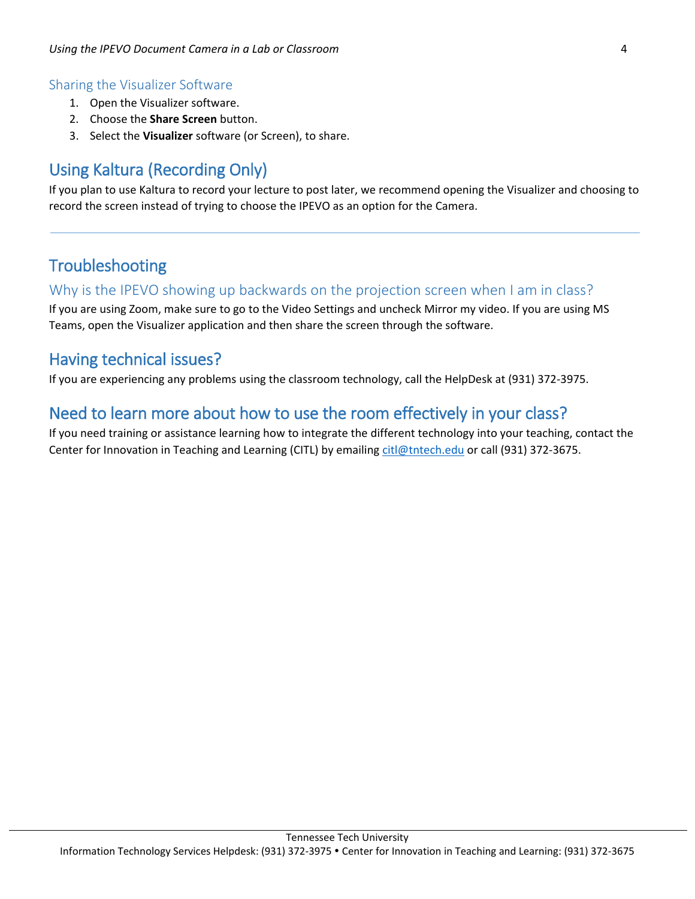### Sharing the Visualizer Software

1. Open the Visualizer software.
2. Choose the **Share Screen** button.
3. Select the **Visualizer** software (or Screen), to share.

## Using Kaltura (Recording Only)

If you plan to use Kaltura to record your lecture to post later, we recommend opening the Visualizer and choosing to record the screen instead of trying to choose the IPEVO as an option for the Camera.

---

## Troubleshooting

### Why is the IPEVO showing up backwards on the projection screen when I am in class?

If you are using Zoom, make sure to go to the Video Settings and uncheck Mirror my video. If you are using MS Teams, open the Visualizer application and then share the screen through the software.

## Having technical issues?

If you are experiencing any problems using the classroom technology, call the HelpDesk at (931) 372-3975.

## Need to learn more about how to use the room effectively in your class?

If you need training or assistance learning how to integrate the different technology into your teaching, contact the Center for Innovation in Teaching and Learning (CITL) by emailing citl@tntech.edu or call (931) 372-3675.